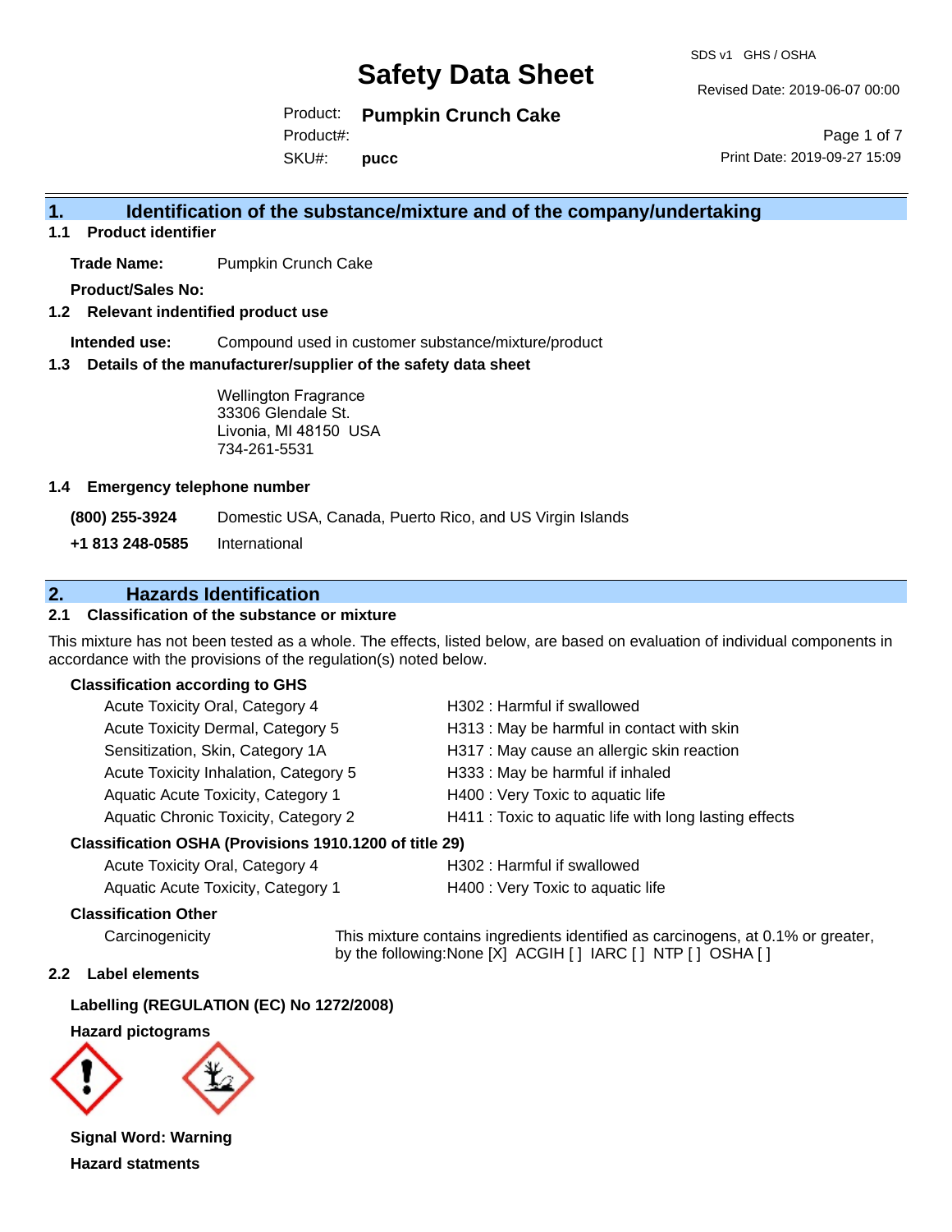# Safety Data Sheet

SDS v1 GHS / OSHA

Revised Date: 2019-06-07 00:00

Product: **Pumpkin Crunch Cake**
Product#:
SKU#: **pucc**

Print Date: 2019-09-27 15:09

## 1. Identification of the substance/mixture and of the company/undertaking

### 1.1 Product identifier

**Trade Name:** Pumpkin Crunch Cake

**Product/Sales No:**

### 1.2 Relevant indentified product use

**Intended use:** Compound used in customer substance/mixture/product

### 1.3 Details of the manufacturer/supplier of the safety data sheet

Wellington Fragrance
33306 Glendale St.
Livonia, MI 48150 USA
734-261-5531

### 1.4 Emergency telephone number

**(800) 255-3924** Domestic USA, Canada, Puerto Rico, and US Virgin Islands

**+1 813 248-0585** International

## 2. Hazards Identification

### 2.1 Classification of the substance or mixture

This mixture has not been tested as a whole. The effects, listed below, are based on evaluation of individual components in accordance with the provisions of the regulation(s) noted below.

**Classification according to GHS**

| | |
|---|---|
| Acute Toxicity Oral, Category 4 | H302 : Harmful if swallowed |
| Acute Toxicity Dermal, Category 5 | H313 : May be harmful in contact with skin |
| Sensitization, Skin, Category 1A | H317 : May cause an allergic skin reaction |
| Acute Toxicity Inhalation, Category 5 | H333 : May be harmful if inhaled |
| Aquatic Acute Toxicity, Category 1 | H400 : Very Toxic to aquatic life |
| Aquatic Chronic Toxicity, Category 2 | H411 : Toxic to aquatic life with long lasting effects |

**Classification OSHA (Provisions 1910.1200 of title 29)**

| | |
|---|---|
| Acute Toxicity Oral, Category 4 | H302 : Harmful if swallowed |
| Aquatic Acute Toxicity, Category 1 | H400 : Very Toxic to aquatic life |

**Classification Other**

Carcinogenicity — This mixture contains ingredients identified as carcinogens, at 0.1% or greater, by the following:None [X] ACGIH [ ] IARC [ ] NTP [ ] OSHA [ ]

### 2.2 Label elements

**Labelling (REGULATION (EC) No 1272/2008)**

**Hazard pictograms**

**Signal Word: Warning**

**Hazard statments**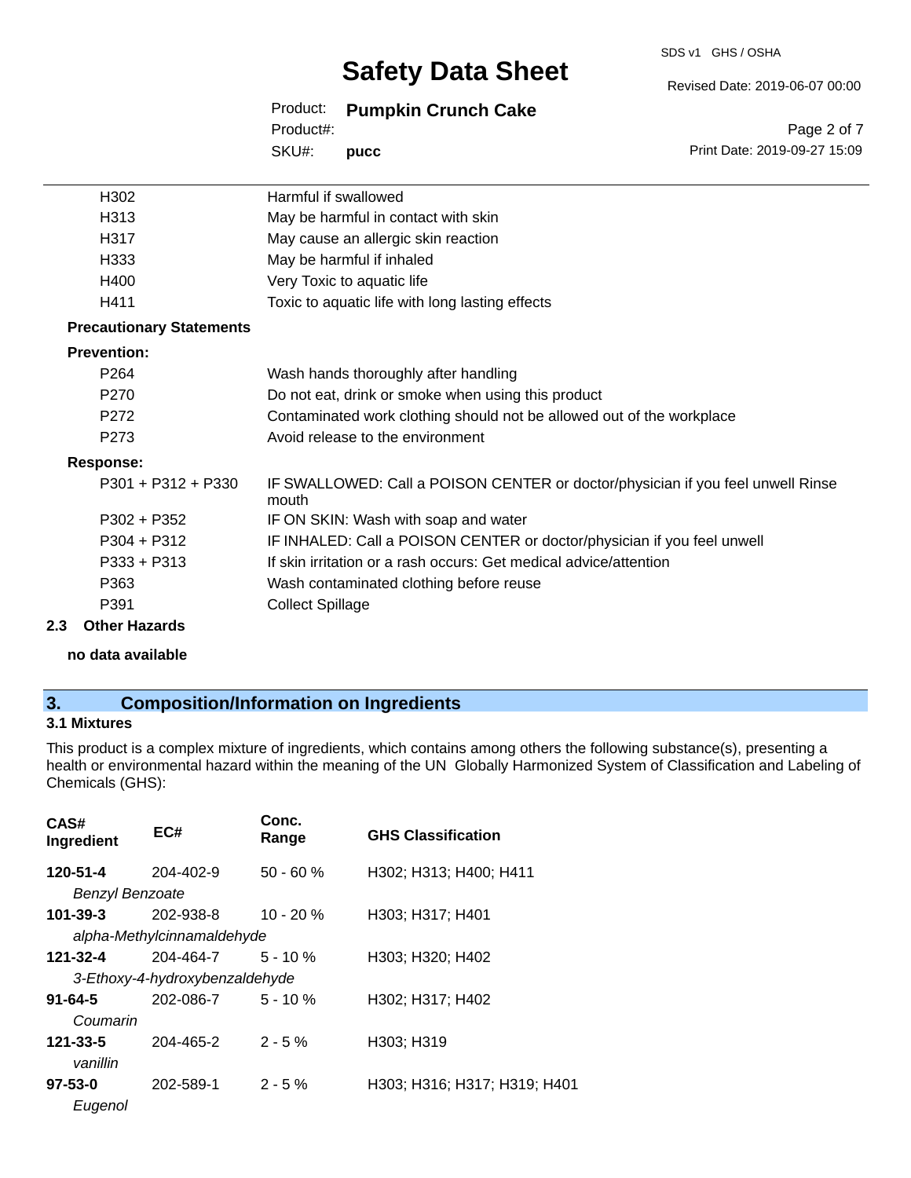| | |
|---|---|
| H302 | Harmful if swallowed |
| H313 | May be harmful in contact with skin |
| H317 | May cause an allergic skin reaction |
| H333 | May be harmful if inhaled |
| H400 | Very Toxic to aquatic life |
| H411 | Toxic to aquatic life with long lasting effects |

**Precautionary Statements**

**Prevention:**

| | |
|---|---|
| P264 | Wash hands thoroughly after handling |
| P270 | Do not eat, drink or smoke when using this product |
| P272 | Contaminated work clothing should not be allowed out of the workplace |
| P273 | Avoid release to the environment |

**Response:**

| | |
|---|---|
| P301 + P312 + P330 | IF SWALLOWED: Call a POISON CENTER or doctor/physician if you feel unwell Rinse mouth |
| P302 + P352 | IF ON SKIN: Wash with soap and water |
| P304 + P312 | IF INHALED: Call a POISON CENTER or doctor/physician if you feel unwell |
| P333 + P313 | If skin irritation or a rash occurs: Get medical advice/attention |
| P363 | Wash contaminated clothing before reuse |
| P391 | Collect Spillage |

### 2.3 Other Hazards

**no data available**

## 3. Composition/Information on Ingredients

### 3.1 Mixtures

This product is a complex mixture of ingredients, which contains among others the following substance(s), presenting a health or environmental hazard within the meaning of the UN Globally Harmonized System of Classification and Labeling of Chemicals (GHS):

| CAS# Ingredient | EC# | Conc. Range | GHS Classification |
|---|---|---|---|
| **120-51-4** *Benzyl Benzoate* | 204-402-9 | 50 - 60 % | H302; H313; H400; H411 |
| **101-39-3** *alpha-Methylcinnamaldehyde* | 202-938-8 | 10 - 20 % | H303; H317; H401 |
| **121-32-4** *3-Ethoxy-4-hydroxybenzaldehyde* | 204-464-7 | 5 - 10 % | H303; H320; H402 |
| **91-64-5** *Coumarin* | 202-086-7 | 5 - 10 % | H302; H317; H402 |
| **121-33-5** *vanillin* | 204-465-2 | 2 - 5 % | H303; H319 |
| **97-53-0** *Eugenol* | 202-589-1 | 2 - 5 % | H303; H316; H317; H319; H401 |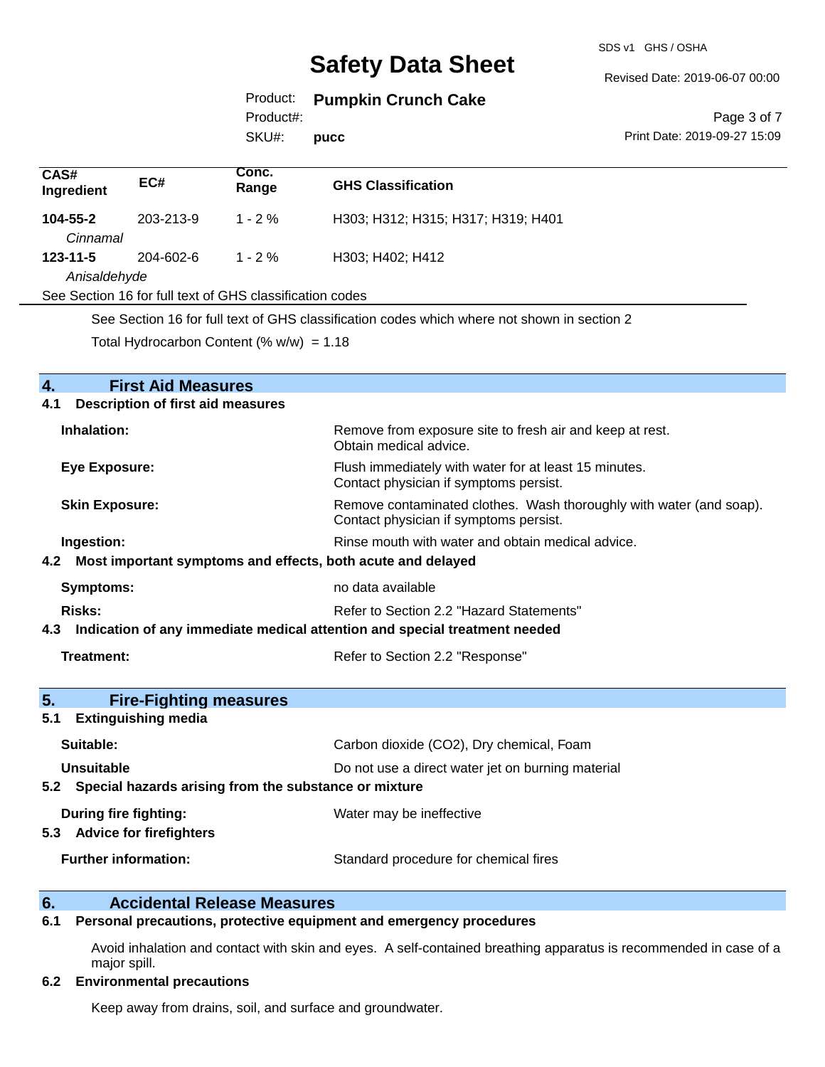| CAS# Ingredient | EC# | Conc. Range | GHS Classification |
|---|---|---|---|
| **104-55-2** *Cinnamal* | 203-213-9 | 1 - 2 % | H303; H312; H315; H317; H319; H401 |
| **123-11-5** *Anisaldehyde* | 204-602-6 | 1 - 2 % | H303; H402; H412 |

See Section 16 for full text of GHS classification codes

See Section 16 for full text of GHS classification codes which where not shown in section 2

Total Hydrocarbon Content (% w/w) = 1.18

## 4. First Aid Measures

### 4.1 Description of first aid measures

**Inhalation:** Remove from exposure site to fresh air and keep at rest. Obtain medical advice.

**Eye Exposure:** Flush immediately with water for at least 15 minutes. Contact physician if symptoms persist.

**Skin Exposure:** Remove contaminated clothes. Wash thoroughly with water (and soap). Contact physician if symptoms persist.

**Ingestion:** Rinse mouth with water and obtain medical advice.

### 4.2 Most important symptoms and effects, both acute and delayed

**Symptoms:** no data available

**Risks:** Refer to Section 2.2 "Hazard Statements"

### 4.3 Indication of any immediate medical attention and special treatment needed

**Treatment:** Refer to Section 2.2 "Response"

## 5. Fire-Fighting measures

### 5.1 Extinguishing media

**Suitable:** Carbon dioxide ($CO_2$), Dry chemical, Foam

**Unsuitable** Do not use a direct water jet on burning material

### 5.2 Special hazards arising from the substance or mixture

**During fire fighting:** Water may be ineffective

### 5.3 Advice for firefighters

**Further information:** Standard procedure for chemical fires

## 6. Accidental Release Measures

### 6.1 Personal precautions, protective equipment and emergency procedures

Avoid inhalation and contact with skin and eyes. A self-contained breathing apparatus is recommended in case of a major spill.

### 6.2 Environmental precautions

Keep away from drains, soil, and surface and groundwater.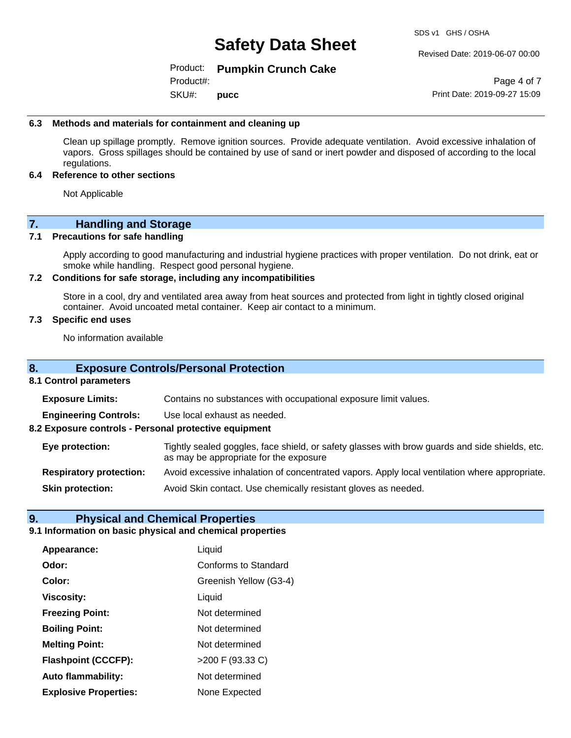### 6.3 Methods and materials for containment and cleaning up

Clean up spillage promptly. Remove ignition sources. Provide adequate ventilation. Avoid excessive inhalation of vapors. Gross spillages should be contained by use of sand or inert powder and disposed of according to the local regulations.

### 6.4 Reference to other sections

Not Applicable

## 7. Handling and Storage

### 7.1 Precautions for safe handling

Apply according to good manufacturing and industrial hygiene practices with proper ventilation. Do not drink, eat or smoke while handling. Respect good personal hygiene.

### 7.2 Conditions for safe storage, including any incompatibilities

Store in a cool, dry and ventilated area away from heat sources and protected from light in tightly closed original container. Avoid uncoated metal container. Keep air contact to a minimum.

### 7.3 Specific end uses

No information available

## 8. Exposure Controls/Personal Protection

### 8.1 Control parameters

**Exposure Limits:** Contains no substances with occupational exposure limit values.

**Engineering Controls:** Use local exhaust as needed.

### 8.2 Exposure controls - Personal protective equipment

**Eye protection:** Tightly sealed goggles, face shield, or safety glasses with brow guards and side shields, etc. as may be appropriate for the exposure

**Respiratory protection:** Avoid excessive inhalation of concentrated vapors. Apply local ventilation where appropriate.

**Skin protection:** Avoid Skin contact. Use chemically resistant gloves as needed.

## 9. Physical and Chemical Properties

### 9.1 Information on basic physical and chemical properties

**Appearance:** Liquid

**Odor:** Conforms to Standard

**Color:** Greenish Yellow (G3-4)

**Viscosity:** Liquid

**Freezing Point:** Not determined

**Boiling Point:** Not determined

**Melting Point:** Not determined

**Flashpoint (CCCFP):** >200 F (93.33 C)

**Auto flammability:** Not determined

**Explosive Properties:** None Expected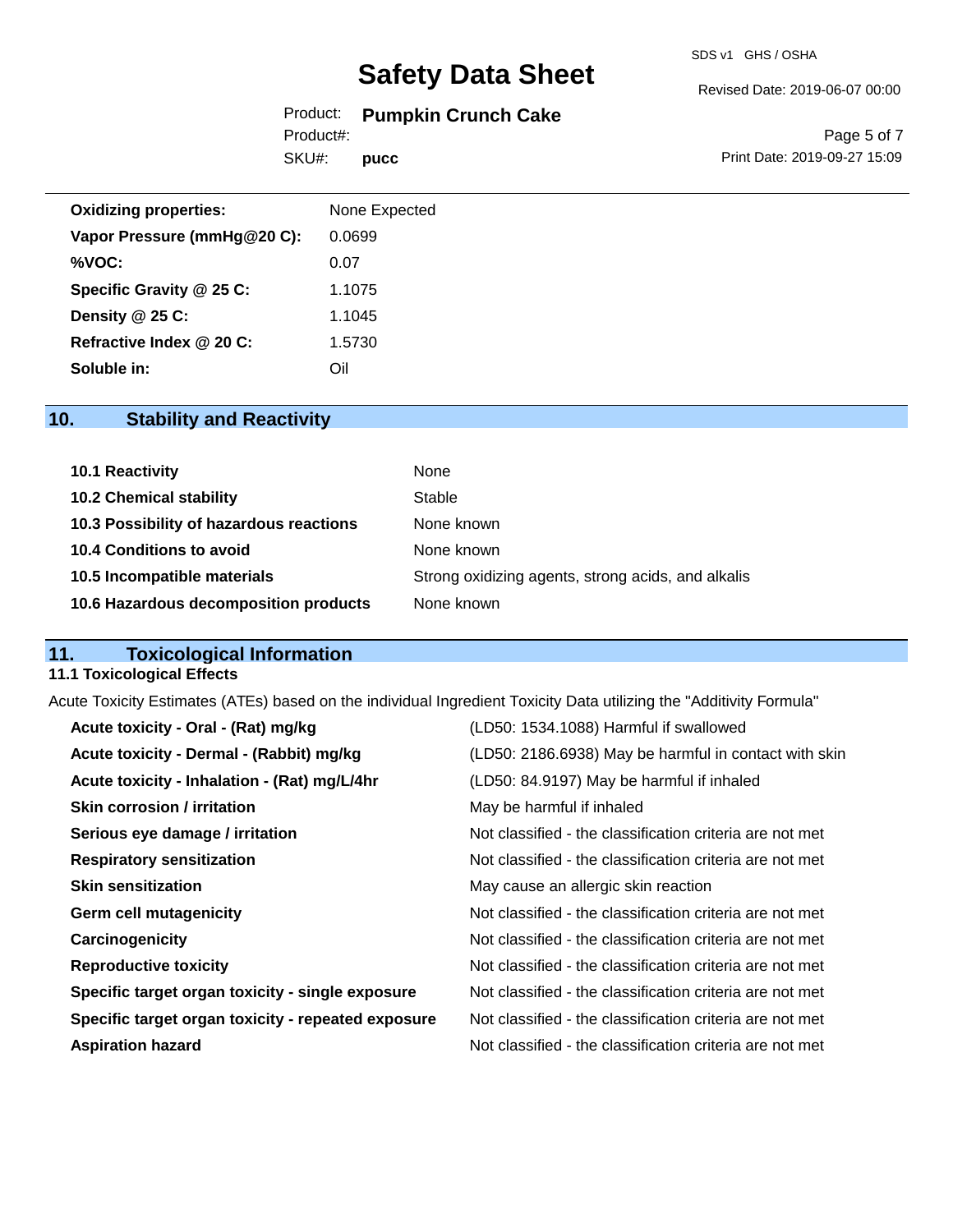| | |
|---|---|
| **Oxidizing properties:** | None Expected |
| **Vapor Pressure (mmHg@20 C):** | 0.0699 |
| **%VOC:** | 0.07 |
| **Specific Gravity @ 25 C:** | 1.1075 |
| **Density @ 25 C:** | 1.1045 |
| **Refractive Index @ 20 C:** | 1.5730 |
| **Soluble in:** | Oil |

## 10. Stability and Reactivity

| | |
|---|---|
| **10.1 Reactivity** | None |
| **10.2 Chemical stability** | Stable |
| **10.3 Possibility of hazardous reactions** | None known |
| **10.4 Conditions to avoid** | None known |
| **10.5 Incompatible materials** | Strong oxidizing agents, strong acids, and alkalis |
| **10.6 Hazardous decomposition products** | None known |

## 11. Toxicological Information

### 11.1 Toxicological Effects

Acute Toxicity Estimates (ATEs) based on the individual Ingredient Toxicity Data utilizing the "Additivity Formula"

| | |
|---|---|
| **Acute toxicity - Oral - (Rat) mg/kg** | (LD50: 1534.1088) Harmful if swallowed |
| **Acute toxicity - Dermal - (Rabbit) mg/kg** | (LD50: 2186.6938) May be harmful in contact with skin |
| **Acute toxicity - Inhalation - (Rat) mg/L/4hr** | (LD50: 84.9197) May be harmful if inhaled |
| **Skin corrosion / irritation** | May be harmful if inhaled |
| **Serious eye damage / irritation** | Not classified - the classification criteria are not met |
| **Respiratory sensitization** | Not classified - the classification criteria are not met |
| **Skin sensitization** | May cause an allergic skin reaction |
| **Germ cell mutagenicity** | Not classified - the classification criteria are not met |
| **Carcinogenicity** | Not classified - the classification criteria are not met |
| **Reproductive toxicity** | Not classified - the classification criteria are not met |
| **Specific target organ toxicity - single exposure** | Not classified - the classification criteria are not met |
| **Specific target organ toxicity - repeated exposure** | Not classified - the classification criteria are not met |
| **Aspiration hazard** | Not classified - the classification criteria are not met |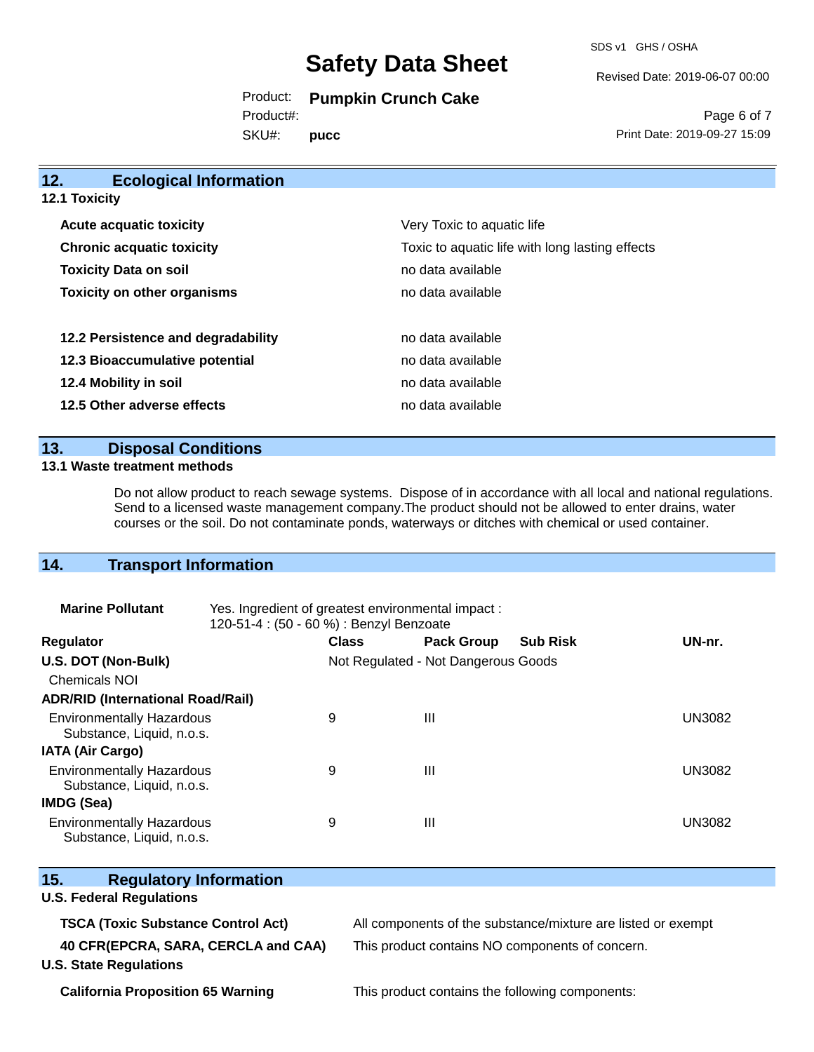## 12. Ecological Information

### 12.1 Toxicity

| | |
|---|---|
| **Acute acquatic toxicity** | Very Toxic to aquatic life |
| **Chronic acquatic toxicity** | Toxic to aquatic life with long lasting effects |
| **Toxicity Data on soil** | no data available |
| **Toxicity on other organisms** | no data available |

| | |
|---|---|
| **12.2 Persistence and degradability** | no data available |
| **12.3 Bioaccumulative potential** | no data available |
| **12.4 Mobility in soil** | no data available |
| **12.5 Other adverse effects** | no data available |

## 13. Disposal Conditions

### 13.1 Waste treatment methods

Do not allow product to reach sewage systems. Dispose of in accordance with all local and national regulations. Send to a licensed waste management company.The product should not be allowed to enter drains, water courses or the soil. Do not contaminate ponds, waterways or ditches with chemical or used container.

## 14. Transport Information

**Marine Pollutant** Yes. Ingredient of greatest environmental impact : 120-51-4 : (50 - 60 %) : Benzyl Benzoate

| Regulator | Class | Pack Group | Sub Risk | UN-nr. |
|---|---|---|---|---|
| **U.S. DOT (Non-Bulk)** | Not Regulated - Not Dangerous Goods | | | |
| Chemicals NOI | | | | |
| **ADR/RID (International Road/Rail)** | | | | |
| Environmentally Hazardous Substance, Liquid, n.o.s. | 9 | III | | UN3082 |
| **IATA (Air Cargo)** | | | | |
| Environmentally Hazardous Substance, Liquid, n.o.s. | 9 | III | | UN3082 |
| **IMDG (Sea)** | | | | |
| Environmentally Hazardous Substance, Liquid, n.o.s. | 9 | III | | UN3082 |

## 15. Regulatory Information

### U.S. Federal Regulations

| | |
|---|---|
| **TSCA (Toxic Substance Control Act)** | All components of the substance/mixture are listed or exempt |
| **40 CFR(EPCRA, SARA, CERCLA and CAA)** | This product contains NO components of concern. |

### U.S. State Regulations

| | |
|---|---|
| **California Proposition 65 Warning** | This product contains the following components: |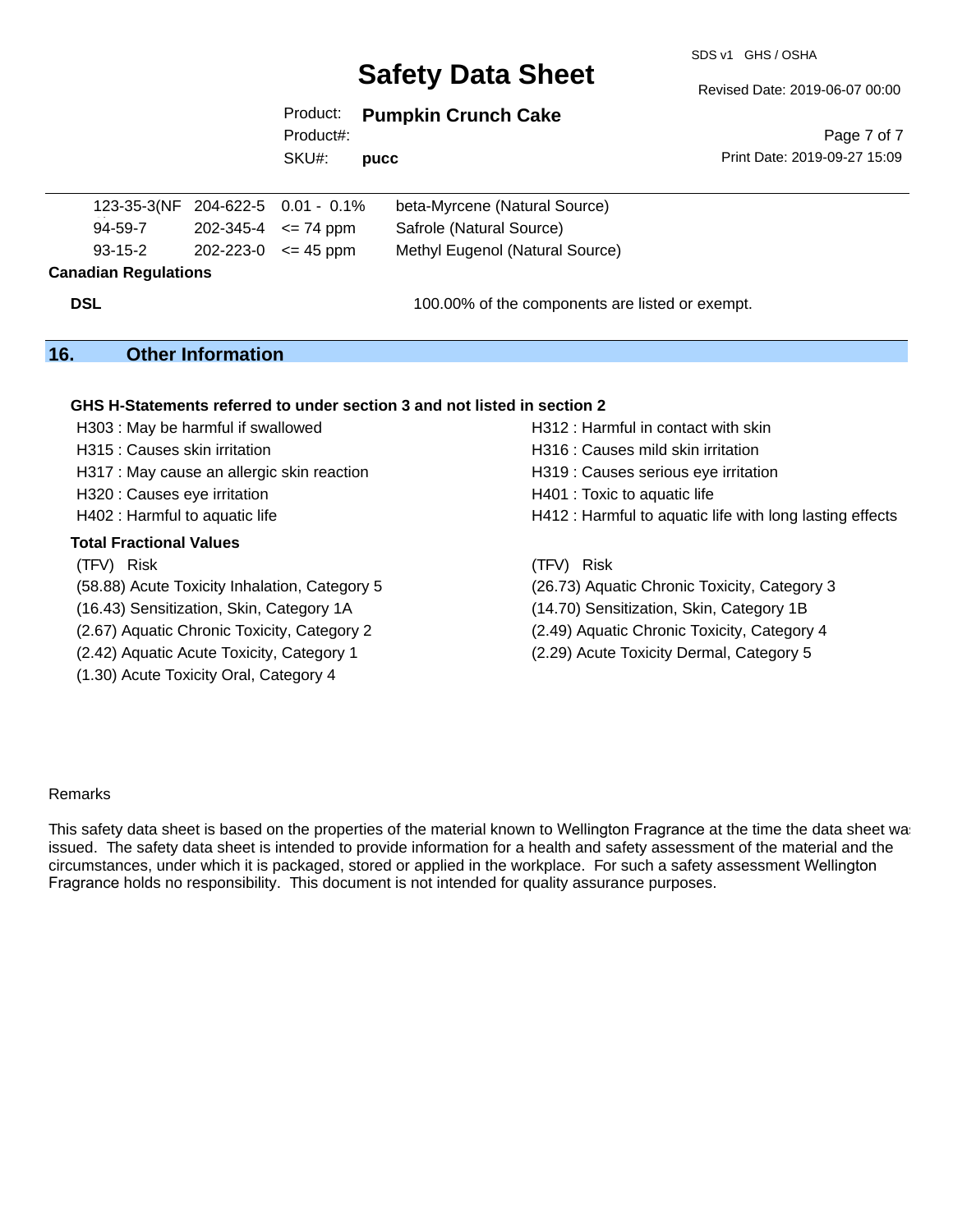| | | | |
|---|---|---|---|
| 123-35-3(NF | 204-622-5 | 0.01 - 0.1% | beta-Myrcene (Natural Source) |
| 94-59-7 | 202-345-4 | <= 74 ppm | Safrole (Natural Source) |
| 93-15-2 | 202-223-0 | <= 45 ppm | Methyl Eugenol (Natural Source) |

**Canadian Regulations**

**DSL** 100.00% of the components are listed or exempt.

## 16. Other Information

**GHS H-Statements referred to under section 3 and not listed in section 2**

H303 : May be harmful if swallowed
H312 : Harmful in contact with skin
H315 : Causes skin irritation
H316 : Causes mild skin irritation
H317 : May cause an allergic skin reaction
H319 : Causes serious eye irritation
H320 : Causes eye irritation
H401 : Toxic to aquatic life
H402 : Harmful to aquatic life
H412 : Harmful to aquatic life with long lasting effects

**Total Fractional Values**

(TFV) Risk
(58.88) Acute Toxicity Inhalation, Category 5
(16.43) Sensitization, Skin, Category 1A
(2.67) Aquatic Chronic Toxicity, Category 2
(2.42) Aquatic Acute Toxicity, Category 1
(1.30) Acute Toxicity Oral, Category 4

(TFV) Risk
(26.73) Aquatic Chronic Toxicity, Category 3
(14.70) Sensitization, Skin, Category 1B
(2.49) Aquatic Chronic Toxicity, Category 4
(2.29) Acute Toxicity Dermal, Category 5

Remarks

This safety data sheet is based on the properties of the material known to Wellington Fragrance at the time the data sheet was issued. The safety data sheet is intended to provide information for a health and safety assessment of the material and the circumstances, under which it is packaged, stored or applied in the workplace. For such a safety assessment Wellington Fragrance holds no responsibility. This document is not intended for quality assurance purposes.